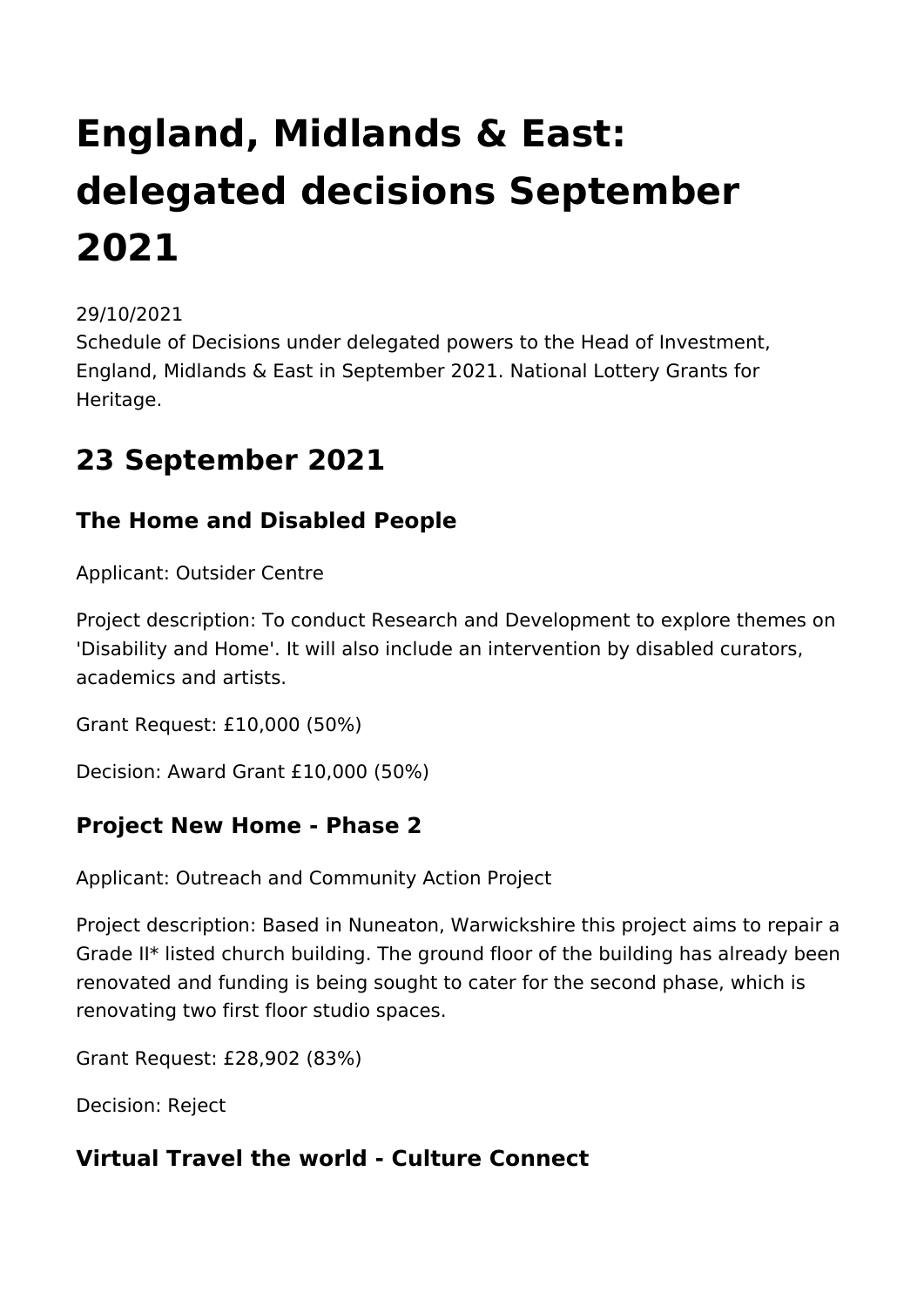# England, Midlands & East: delegated decisions September 2021

29/10/2021

Schedule of Decisions under delegated powers to the Head of Investment, England, Midlands & East in September 2021. National Lottery Grants for Heritage.

## 23 September 2021

### The Home and Disabled People

Applicant: Outsider Centre

Project description: To conduct Research and Development to explore themes on 'Disability and Home'. It will also include an intervention by disabled curators, academics and artists.

Grant Request: £10,000 (50%)

Decision: Award Grant £10,000 (50%)

### Project New Home - Phase 2

Applicant: Outreach and Community Action Project

Project description: Based in Nuneaton, Warwickshire this project aims to repair a Grade II* listed church building. The ground floor of the building has already been renovated and funding is being sought to cater for the second phase, which is renovating two first floor studio spaces.

Grant Request: £28,902 (83%)

Decision: Reject

### Virtual Travel the world - Culture Connect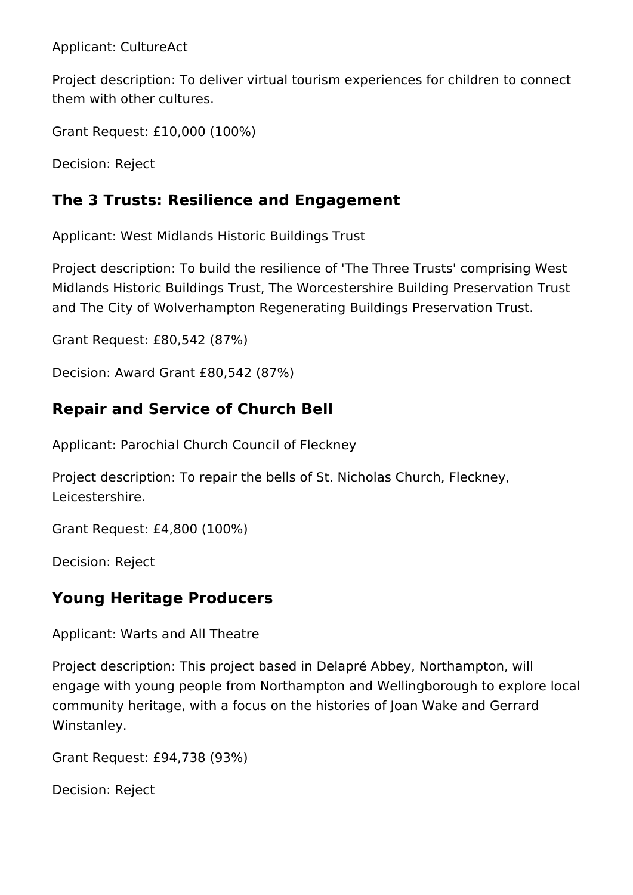Applicant: CultureAct

Project description: To deliver virtual tourism experiences for children to connect them with other cultures.

Grant Request: £10,000 (100%)

Decision: Reject

## The 3 Trusts: Resilience and Engagement

Applicant: West Midlands Historic Buildings Trust

Project description: To build the resilience of 'The Three Trusts' comprising West Midlands Historic Buildings Trust, The Worcestershire Building Preservation Trust and The City of Wolverhampton Regenerating Buildings Preservation Trust.

Grant Request: £80,542 (87%)

Decision: Award Grant £80,542 (87%)

## Repair and Service of Church Bell

Applicant: Parochial Church Council of Fleckney

Project description: To repair the bells of St. Nicholas Church, Fleckney, Leicestershire.

Grant Request: £4,800 (100%)

Decision: Reject

## Young Heritage Producers

Applicant: Warts and All Theatre

Project description: This project based in Delapré Abbey, Northampton, will engage with young people from Northampton and Wellingborough to explore local community heritage, with a focus on the histories of Joan Wake and Gerrard Winstanley.

Grant Request: £94,738 (93%)

Decision: Reject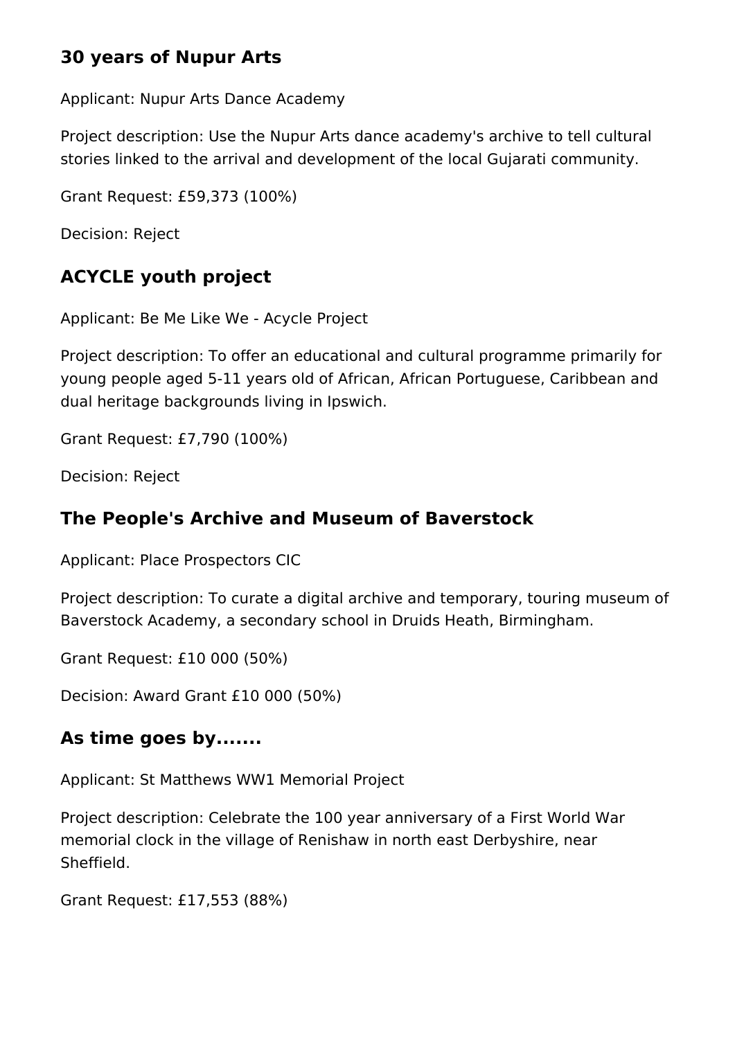## 30 years of Nupur Arts

Applicant: Nupur Arts Dance Academy

Project description: Use the Nupur Arts dance academy's archive to tell cultural stories linked to the arrival and development of the local Gujarati community.

Grant Request: £59,373 (100%)

Decision: Reject

## ACYCLE youth project

Applicant: Be Me Like We - Acycle Project

Project description: To offer an educational and cultural programme primarily for young people aged 5-11 years old of African, African Portuguese, Caribbean and dual heritage backgrounds living in Ipswich.

Grant Request: £7,790 (100%)

Decision: Reject

## The People's Archive and Museum of Baverstock

Applicant: Place Prospectors CIC

Project description: To curate a digital archive and temporary, touring museum of Baverstock Academy, a secondary school in Druids Heath, Birmingham.

Grant Request: £10 000 (50%)

Decision: Award Grant £10 000 (50%)

## As time goes by.......

Applicant: St Matthews WW1 Memorial Project

Project description: Celebrate the 100 year anniversary of a First World War memorial clock in the village of Renishaw in north east Derbyshire, near Sheffield.

Grant Request: £17,553 (88%)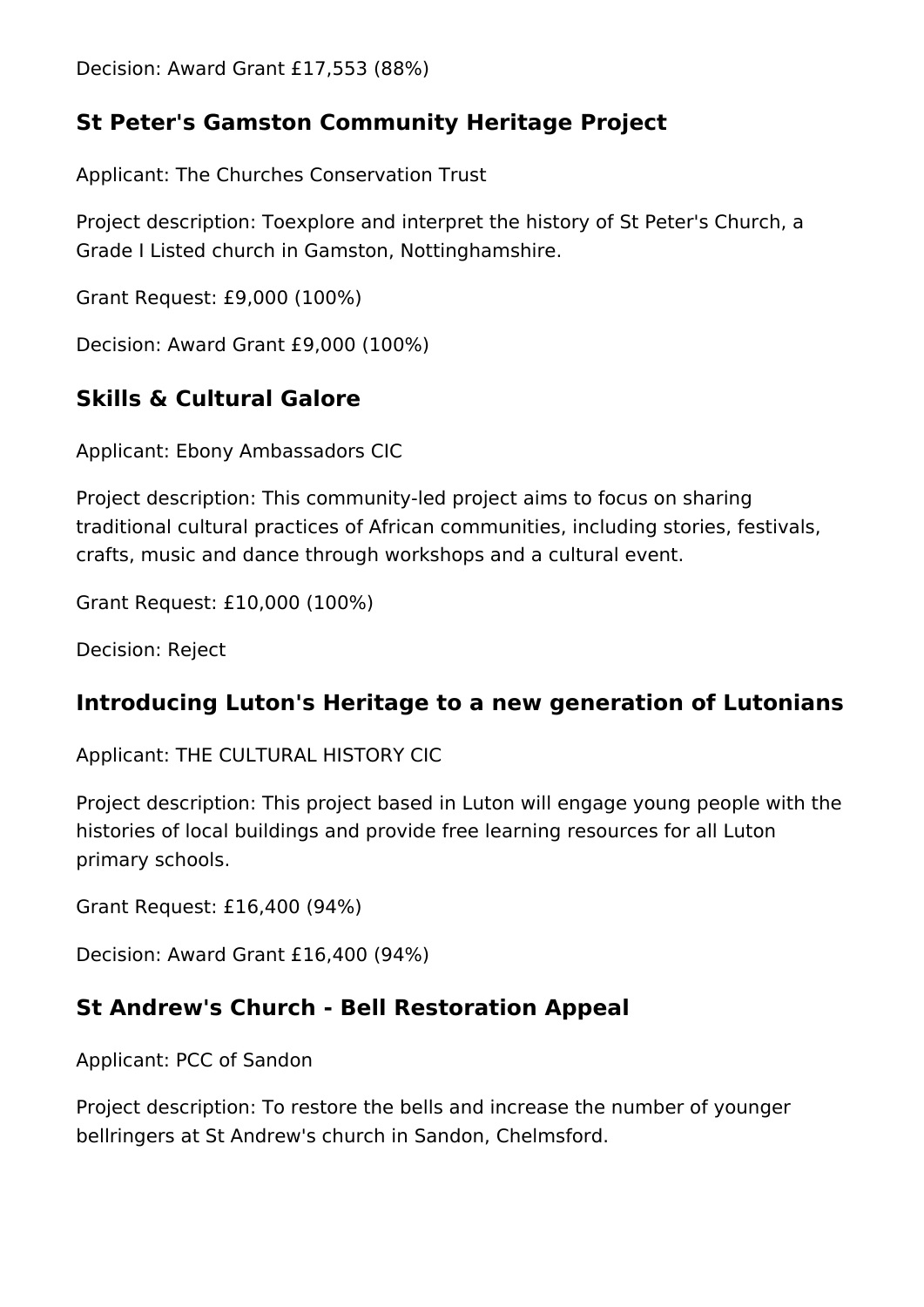Decision: Award Grant £17,553 (88%)

## St Peter's Gamston Community Heritage Project

Applicant: The Churches Conservation Trust

Project description: Toexplore and interpret the history of St Peter's Church, a Grade I Listed church in Gamston, Nottinghamshire.

Grant Request: £9,000 (100%)

Decision: Award Grant £9,000 (100%)

## Skills & Cultural Galore

Applicant: Ebony Ambassadors CIC

Project description: This community-led project aims to focus on sharing traditional cultural practices of African communities, including stories, festivals, crafts, music and dance through workshops and a cultural event.

Grant Request: £10,000 (100%)

Decision: Reject

## Introducing Luton's Heritage to a new generation of Lutonians

Applicant: THE CULTURAL HISTORY CIC

Project description: This project based in Luton will engage young people with the histories of local buildings and provide free learning resources for all Luton primary schools.

Grant Request: £16,400 (94%)

Decision: Award Grant £16,400 (94%)

## St Andrew's Church - Bell Restoration Appeal

Applicant: PCC of Sandon

Project description: To restore the bells and increase the number of younger bellringers at St Andrew's church in Sandon, Chelmsford.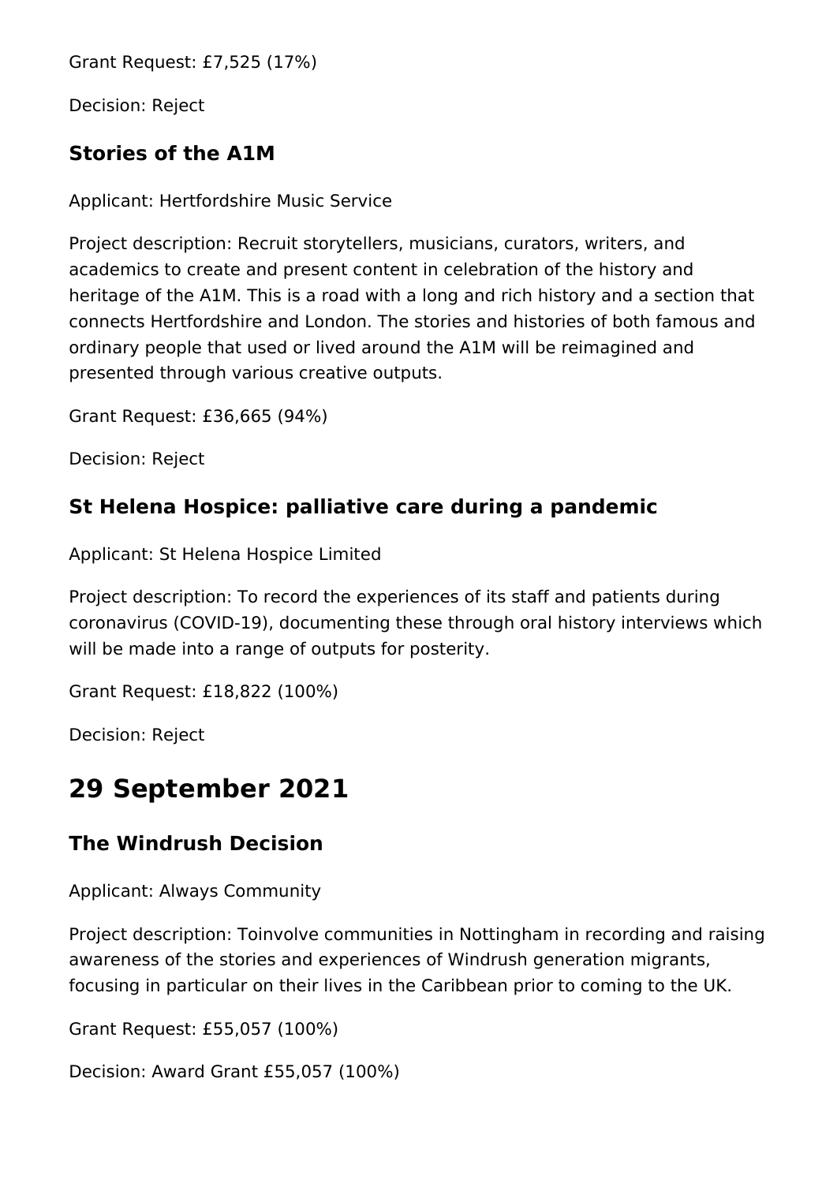Grant Request: £7,525 (17%)

Decision: Reject

### Stories of the A1M

Applicant: Hertfordshire Music Service

Project description: Recruit storytellers, musicians, curators, writers, and academics to create and present content in celebration of the history and heritage of the A1M. This is a road with a long and rich history and a section that connects Hertfordshire and London. The stories and histories of both famous and ordinary people that used or lived around the A1M will be reimagined and presented through various creative outputs.

Grant Request: £36,665 (94%)

Decision: Reject

### St Helena Hospice: palliative care during a pandemic

Applicant: St Helena Hospice Limited

Project description: To record the experiences of its staff and patients during coronavirus (COVID-19), documenting these through oral history interviews which will be made into a range of outputs for posterity.

Grant Request: £18,822 (100%)

Decision: Reject

## 29 September 2021

### The Windrush Decision

Applicant: Always Community

Project description: Toinvolve communities in Nottingham in recording and raising awareness of the stories and experiences of Windrush generation migrants, focusing in particular on their lives in the Caribbean prior to coming to the UK.

Grant Request: £55,057 (100%)

Decision: Award Grant £55,057 (100%)